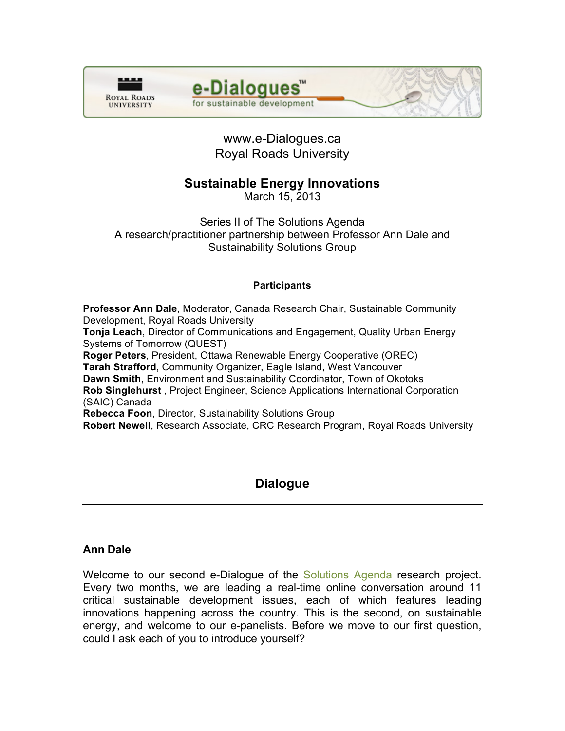Royal Roads University

e-Dialogues™ for sustainable development

www.e-Dialogues.ca
Royal Roads University

## Sustainable Energy Innovations

March 15, 2013

Series II of The Solutions Agenda
A research/practitioner partnership between Professor Ann Dale and Sustainability Solutions Group

### Participants

**Professor Ann Dale**, Moderator, Canada Research Chair, Sustainable Community Development, Royal Roads University
**Tonja Leach**, Director of Communications and Engagement, Quality Urban Energy Systems of Tomorrow (QUEST)
**Roger Peters**, President, Ottawa Renewable Energy Cooperative (OREC)
**Tarah Strafford,** Community Organizer, Eagle Island, West Vancouver
**Dawn Smith**, Environment and Sustainability Coordinator, Town of Okotoks
**Rob Singlehurst** , Project Engineer, Science Applications International Corporation (SAIC) Canada
**Rebecca Foon**, Director, Sustainability Solutions Group
**Robert Newell**, Research Associate, CRC Research Program, Royal Roads University

## Dialogue

### Ann Dale

Welcome to our second e-Dialogue of the Solutions Agenda research project. Every two months, we are leading a real-time online conversation around 11 critical sustainable development issues, each of which features leading innovations happening across the country. This is the second, on sustainable energy, and welcome to our e-panelists. Before we move to our first question, could I ask each of you to introduce yourself?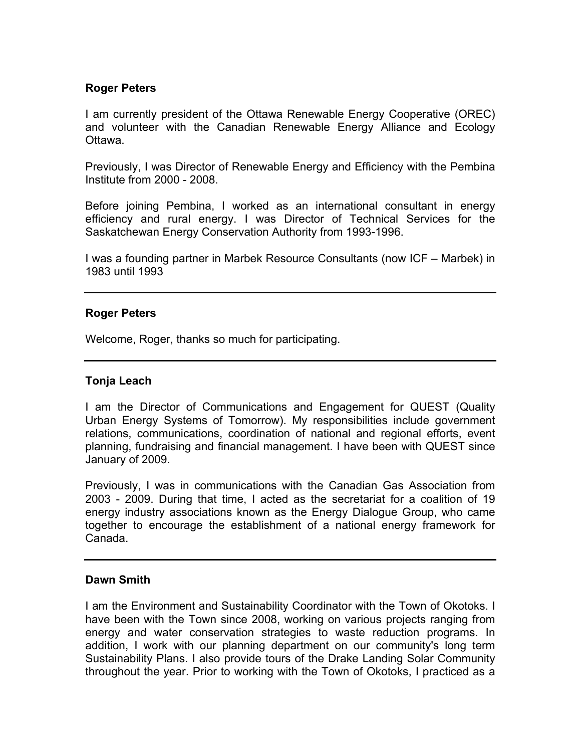**Roger Peters**

I am currently president of the Ottawa Renewable Energy Cooperative (OREC) and volunteer with the Canadian Renewable Energy Alliance and Ecology Ottawa.

Previously, I was Director of Renewable Energy and Efficiency with the Pembina Institute from 2000 - 2008.

Before joining Pembina, I worked as an international consultant in energy efficiency and rural energy. I was Director of Technical Services for the Saskatchewan Energy Conservation Authority from 1993-1996.

I was a founding partner in Marbek Resource Consultants (now ICF – Marbek) in 1983 until 1993

---

**Roger Peters**

Welcome, Roger, thanks so much for participating.

---

**Tonja Leach**

I am the Director of Communications and Engagement for QUEST (Quality Urban Energy Systems of Tomorrow). My responsibilities include government relations, communications, coordination of national and regional efforts, event planning, fundraising and financial management. I have been with QUEST since January of 2009.

Previously, I was in communications with the Canadian Gas Association from 2003 - 2009. During that time, I acted as the secretariat for a coalition of 19 energy industry associations known as the Energy Dialogue Group, who came together to encourage the establishment of a national energy framework for Canada.

---

**Dawn Smith**

I am the Environment and Sustainability Coordinator with the Town of Okotoks. I have been with the Town since 2008, working on various projects ranging from energy and water conservation strategies to waste reduction programs. In addition, I work with our planning department on our community's long term Sustainability Plans. I also provide tours of the Drake Landing Solar Community throughout the year. Prior to working with the Town of Okotoks, I practiced as a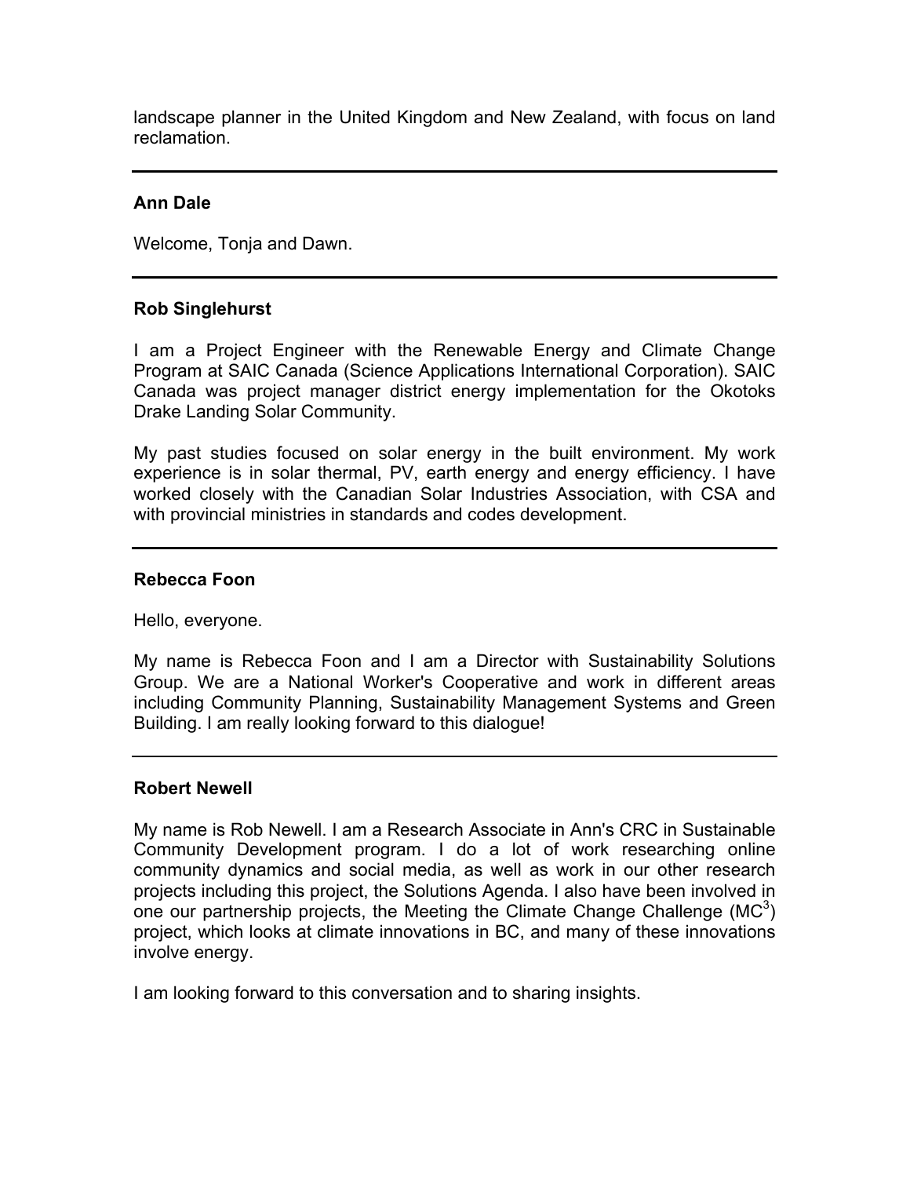landscape planner in the United Kingdom and New Zealand, with focus on land reclamation.

---

**Ann Dale**

Welcome, Tonja and Dawn.

---

**Rob Singlehurst**

I am a Project Engineer with the Renewable Energy and Climate Change Program at SAIC Canada (Science Applications International Corporation). SAIC Canada was project manager district energy implementation for the Okotoks Drake Landing Solar Community.

My past studies focused on solar energy in the built environment. My work experience is in solar thermal, PV, earth energy and energy efficiency. I have worked closely with the Canadian Solar Industries Association, with CSA and with provincial ministries in standards and codes development.

---

**Rebecca Foon**

Hello, everyone.

My name is Rebecca Foon and I am a Director with Sustainability Solutions Group. We are a National Worker's Cooperative and work in different areas including Community Planning, Sustainability Management Systems and Green Building. I am really looking forward to this dialogue!

---

**Robert Newell**

My name is Rob Newell. I am a Research Associate in Ann's CRC in Sustainable Community Development program. I do a lot of work researching online community dynamics and social media, as well as work in our other research projects including this project, the Solutions Agenda. I also have been involved in one our partnership projects, the Meeting the Climate Change Challenge ($MC^3$) project, which looks at climate innovations in BC, and many of these innovations involve energy.

I am looking forward to this conversation and to sharing insights.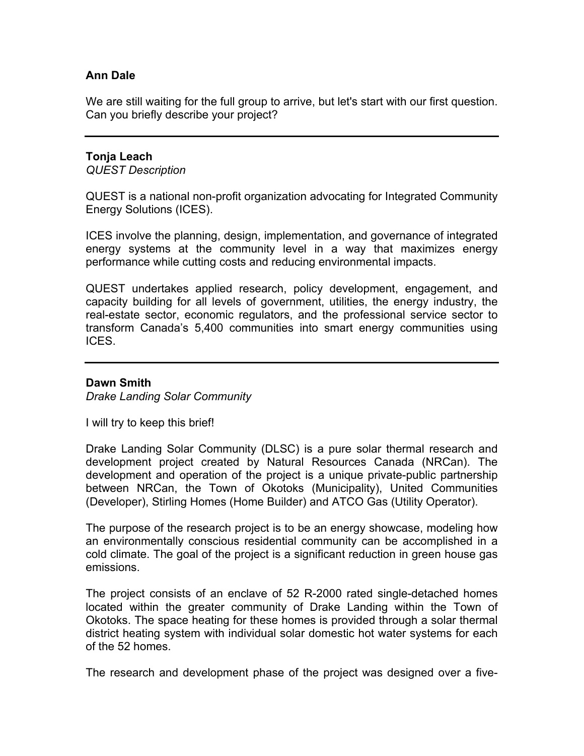**Ann Dale**

We are still waiting for the full group to arrive, but let's start with our first question. Can you briefly describe your project?

---

**Tonja Leach**
*QUEST Description*

QUEST is a national non-profit organization advocating for Integrated Community Energy Solutions (ICES).

ICES involve the planning, design, implementation, and governance of integrated energy systems at the community level in a way that maximizes energy performance while cutting costs and reducing environmental impacts.

QUEST undertakes applied research, policy development, engagement, and capacity building for all levels of government, utilities, the energy industry, the real-estate sector, economic regulators, and the professional service sector to transform Canada's 5,400 communities into smart energy communities using ICES.

---

**Dawn Smith**
*Drake Landing Solar Community*

I will try to keep this brief!

Drake Landing Solar Community (DLSC) is a pure solar thermal research and development project created by Natural Resources Canada (NRCan). The development and operation of the project is a unique private-public partnership between NRCan, the Town of Okotoks (Municipality), United Communities (Developer), Stirling Homes (Home Builder) and ATCO Gas (Utility Operator).

The purpose of the research project is to be an energy showcase, modeling how an environmentally conscious residential community can be accomplished in a cold climate. The goal of the project is a significant reduction in green house gas emissions.

The project consists of an enclave of 52 R-2000 rated single-detached homes located within the greater community of Drake Landing within the Town of Okotoks. The space heating for these homes is provided through a solar thermal district heating system with individual solar domestic hot water systems for each of the 52 homes.

The research and development phase of the project was designed over a five-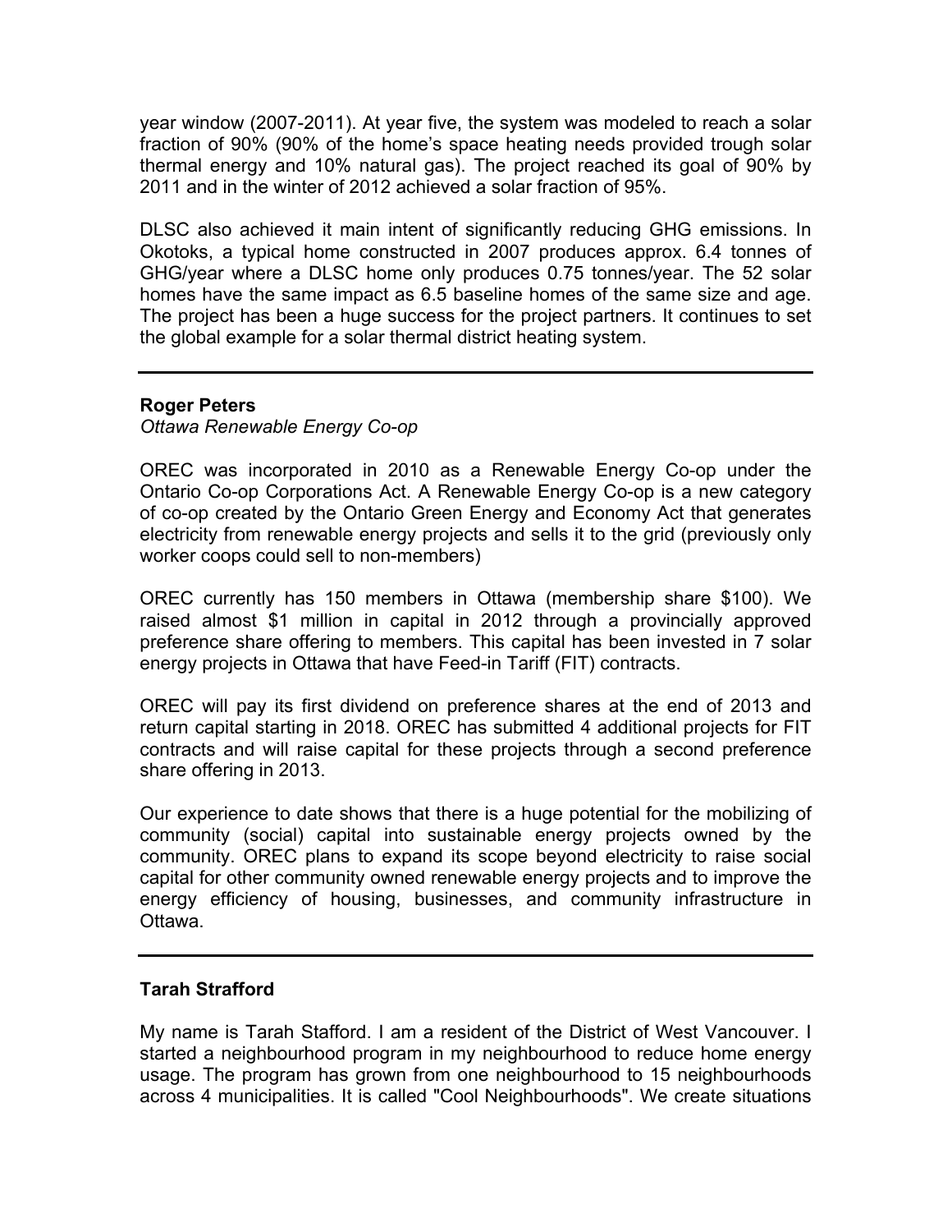year window (2007-2011). At year five, the system was modeled to reach a solar fraction of 90% (90% of the home's space heating needs provided trough solar thermal energy and 10% natural gas). The project reached its goal of 90% by 2011 and in the winter of 2012 achieved a solar fraction of 95%.

DLSC also achieved it main intent of significantly reducing GHG emissions. In Okotoks, a typical home constructed in 2007 produces approx. 6.4 tonnes of GHG/year where a DLSC home only produces 0.75 tonnes/year. The 52 solar homes have the same impact as 6.5 baseline homes of the same size and age. The project has been a huge success for the project partners. It continues to set the global example for a solar thermal district heating system.

---

**Roger Peters**
*Ottawa Renewable Energy Co-op*

OREC was incorporated in 2010 as a Renewable Energy Co-op under the Ontario Co-op Corporations Act. A Renewable Energy Co-op is a new category of co-op created by the Ontario Green Energy and Economy Act that generates electricity from renewable energy projects and sells it to the grid (previously only worker coops could sell to non-members)

OREC currently has 150 members in Ottawa (membership share $100). We raised almost $1 million in capital in 2012 through a provincially approved preference share offering to members. This capital has been invested in 7 solar energy projects in Ottawa that have Feed-in Tariff (FIT) contracts.

OREC will pay its first dividend on preference shares at the end of 2013 and return capital starting in 2018. OREC has submitted 4 additional projects for FIT contracts and will raise capital for these projects through a second preference share offering in 2013.

Our experience to date shows that there is a huge potential for the mobilizing of community (social) capital into sustainable energy projects owned by the community. OREC plans to expand its scope beyond electricity to raise social capital for other community owned renewable energy projects and to improve the energy efficiency of housing, businesses, and community infrastructure in Ottawa.

---

**Tarah Strafford**

My name is Tarah Stafford. I am a resident of the District of West Vancouver. I started a neighbourhood program in my neighbourhood to reduce home energy usage. The program has grown from one neighbourhood to 15 neighbourhoods across 4 municipalities. It is called "Cool Neighbourhoods". We create situations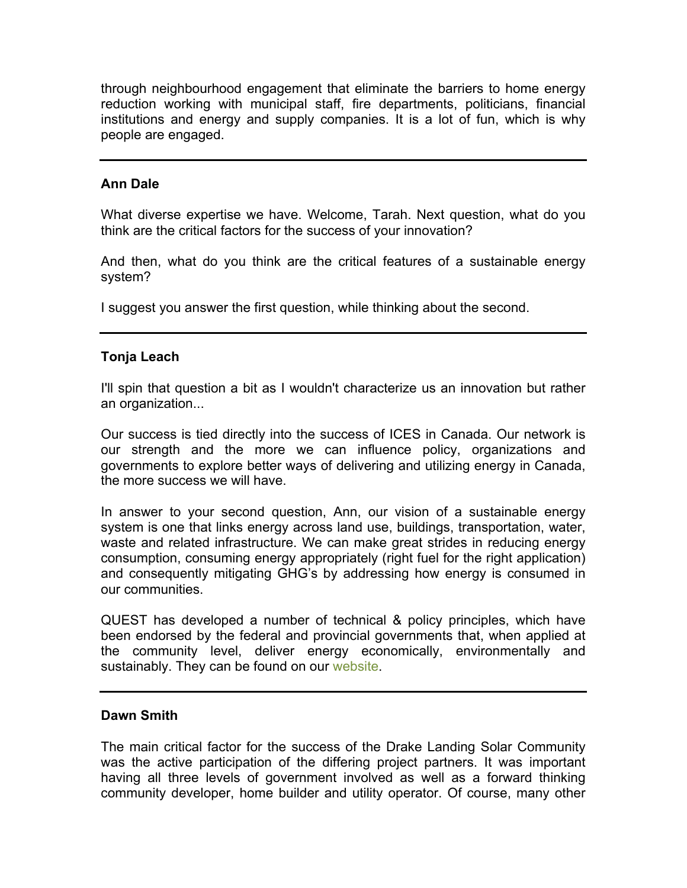through neighbourhood engagement that eliminate the barriers to home energy reduction working with municipal staff, fire departments, politicians, financial institutions and energy and supply companies. It is a lot of fun, which is why people are engaged.

---

**Ann Dale**

What diverse expertise we have. Welcome, Tarah. Next question, what do you think are the critical factors for the success of your innovation?

And then, what do you think are the critical features of a sustainable energy system?

I suggest you answer the first question, while thinking about the second.

---

**Tonja Leach**

I'll spin that question a bit as I wouldn't characterize us an innovation but rather an organization...

Our success is tied directly into the success of ICES in Canada. Our network is our strength and the more we can influence policy, organizations and governments to explore better ways of delivering and utilizing energy in Canada, the more success we will have.

In answer to your second question, Ann, our vision of a sustainable energy system is one that links energy across land use, buildings, transportation, water, waste and related infrastructure. We can make great strides in reducing energy consumption, consuming energy appropriately (right fuel for the right application) and consequently mitigating GHG's by addressing how energy is consumed in our communities.

QUEST has developed a number of technical & policy principles, which have been endorsed by the federal and provincial governments that, when applied at the community level, deliver energy economically, environmentally and sustainably. They can be found on our website.

---

**Dawn Smith**

The main critical factor for the success of the Drake Landing Solar Community was the active participation of the differing project partners. It was important having all three levels of government involved as well as a forward thinking community developer, home builder and utility operator. Of course, many other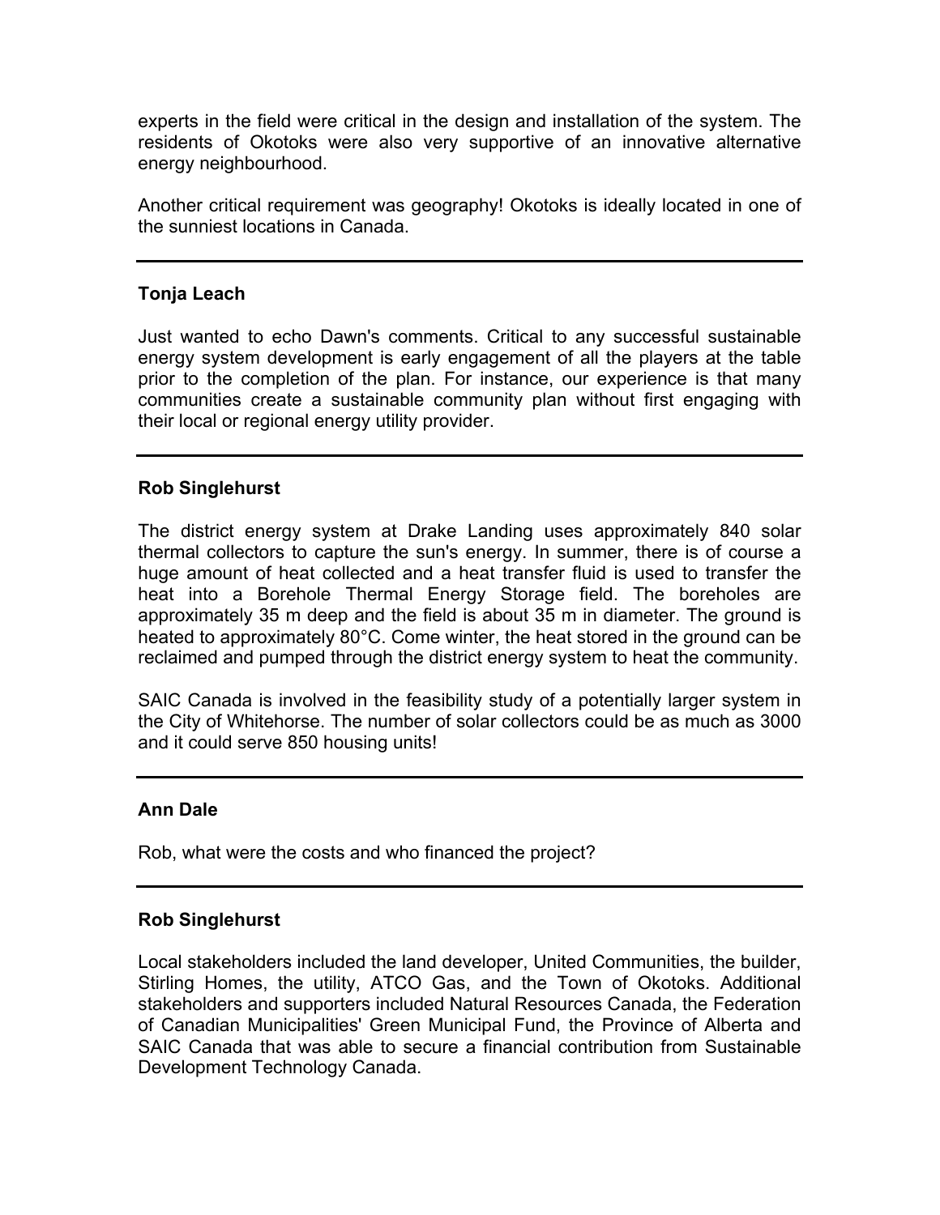experts in the field were critical in the design and installation of the system. The residents of Okotoks were also very supportive of an innovative alternative energy neighbourhood.

Another critical requirement was geography! Okotoks is ideally located in one of the sunniest locations in Canada.

---

**Tonja Leach**

Just wanted to echo Dawn's comments. Critical to any successful sustainable energy system development is early engagement of all the players at the table prior to the completion of the plan. For instance, our experience is that many communities create a sustainable community plan without first engaging with their local or regional energy utility provider.

---

**Rob Singlehurst**

The district energy system at Drake Landing uses approximately 840 solar thermal collectors to capture the sun's energy. In summer, there is of course a huge amount of heat collected and a heat transfer fluid is used to transfer the heat into a Borehole Thermal Energy Storage field. The boreholes are approximately 35 m deep and the field is about 35 m in diameter. The ground is heated to approximately 80°C. Come winter, the heat stored in the ground can be reclaimed and pumped through the district energy system to heat the community.

SAIC Canada is involved in the feasibility study of a potentially larger system in the City of Whitehorse. The number of solar collectors could be as much as 3000 and it could serve 850 housing units!

---

**Ann Dale**

Rob, what were the costs and who financed the project?

---

**Rob Singlehurst**

Local stakeholders included the land developer, United Communities, the builder, Stirling Homes, the utility, ATCO Gas, and the Town of Okotoks. Additional stakeholders and supporters included Natural Resources Canada, the Federation of Canadian Municipalities' Green Municipal Fund, the Province of Alberta and SAIC Canada that was able to secure a financial contribution from Sustainable Development Technology Canada.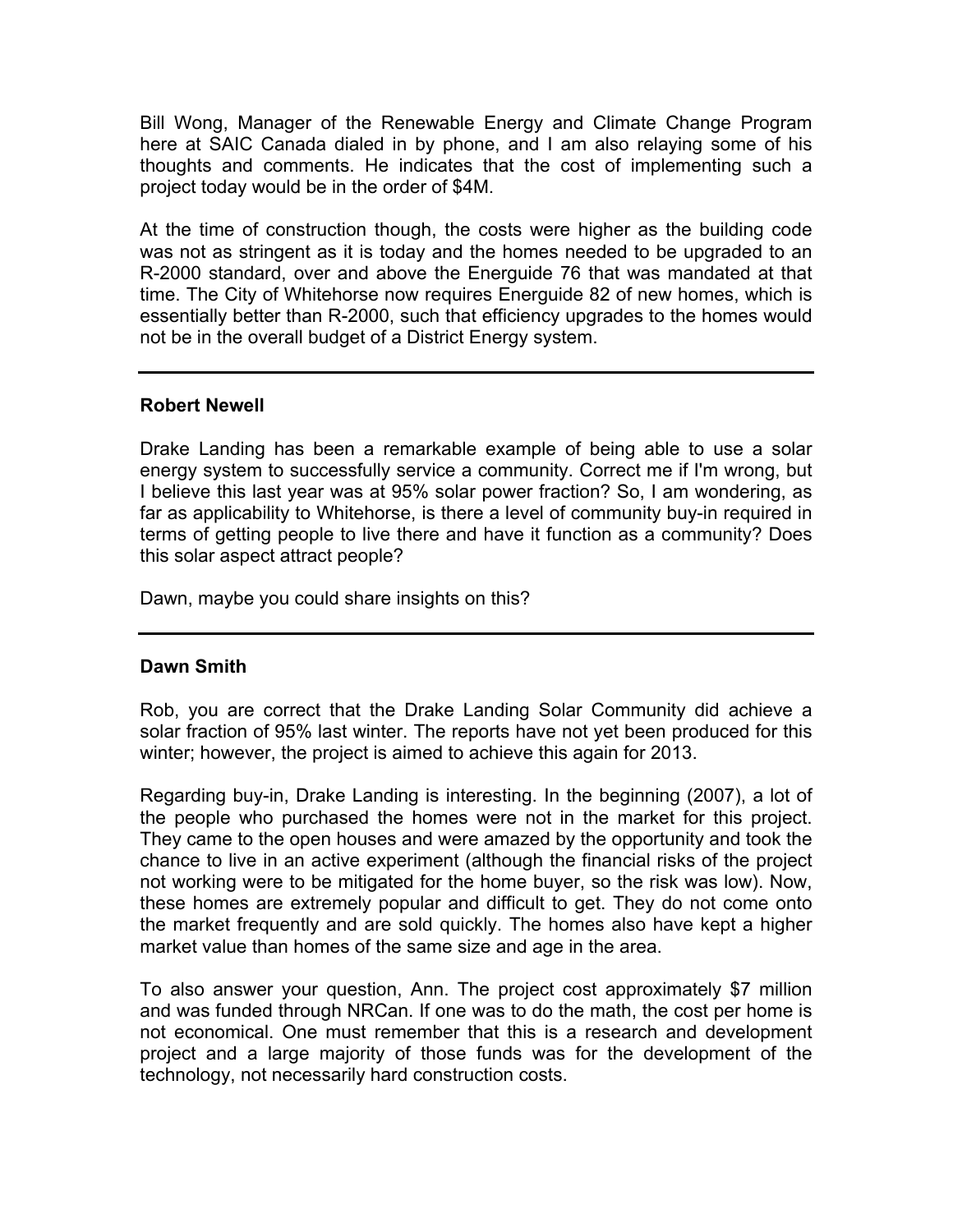Bill Wong, Manager of the Renewable Energy and Climate Change Program here at SAIC Canada dialed in by phone, and I am also relaying some of his thoughts and comments. He indicates that the cost of implementing such a project today would be in the order of $4M.

At the time of construction though, the costs were higher as the building code was not as stringent as it is today and the homes needed to be upgraded to an R-2000 standard, over and above the Energuide 76 that was mandated at that time. The City of Whitehorse now requires Energuide 82 of new homes, which is essentially better than R-2000, such that efficiency upgrades to the homes would not be in the overall budget of a District Energy system.

---

**Robert Newell**

Drake Landing has been a remarkable example of being able to use a solar energy system to successfully service a community. Correct me if I'm wrong, but I believe this last year was at 95% solar power fraction? So, I am wondering, as far as applicability to Whitehorse, is there a level of community buy-in required in terms of getting people to live there and have it function as a community? Does this solar aspect attract people?

Dawn, maybe you could share insights on this?

---

**Dawn Smith**

Rob, you are correct that the Drake Landing Solar Community did achieve a solar fraction of 95% last winter. The reports have not yet been produced for this winter; however, the project is aimed to achieve this again for 2013.

Regarding buy-in, Drake Landing is interesting. In the beginning (2007), a lot of the people who purchased the homes were not in the market for this project. They came to the open houses and were amazed by the opportunity and took the chance to live in an active experiment (although the financial risks of the project not working were to be mitigated for the home buyer, so the risk was low). Now, these homes are extremely popular and difficult to get. They do not come onto the market frequently and are sold quickly. The homes also have kept a higher market value than homes of the same size and age in the area.

To also answer your question, Ann. The project cost approximately $7 million and was funded through NRCan. If one was to do the math, the cost per home is not economical. One must remember that this is a research and development project and a large majority of those funds was for the development of the technology, not necessarily hard construction costs.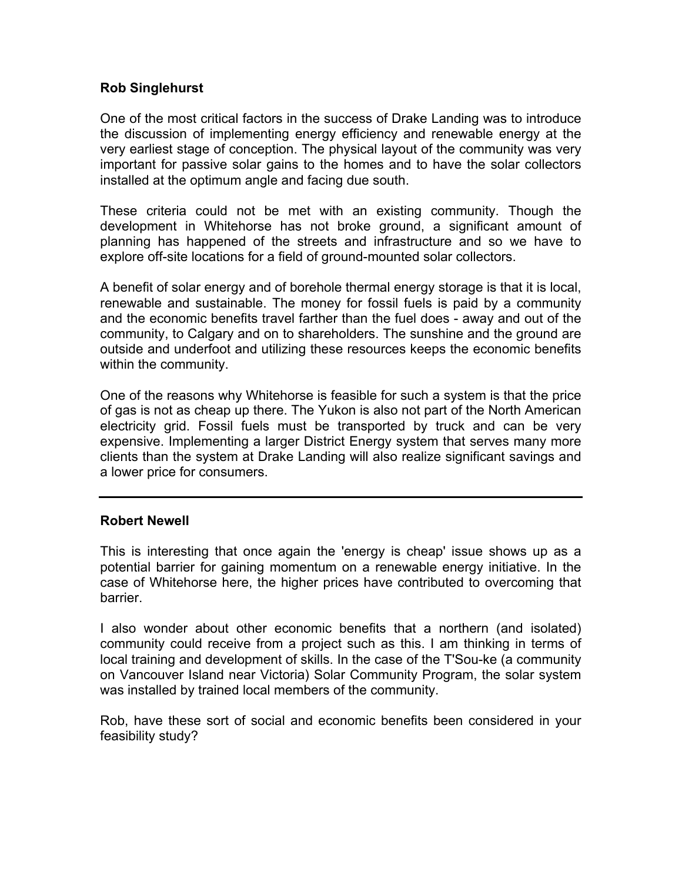**Rob Singlehurst**

One of the most critical factors in the success of Drake Landing was to introduce the discussion of implementing energy efficiency and renewable energy at the very earliest stage of conception. The physical layout of the community was very important for passive solar gains to the homes and to have the solar collectors installed at the optimum angle and facing due south.

These criteria could not be met with an existing community. Though the development in Whitehorse has not broke ground, a significant amount of planning has happened of the streets and infrastructure and so we have to explore off-site locations for a field of ground-mounted solar collectors.

A benefit of solar energy and of borehole thermal energy storage is that it is local, renewable and sustainable. The money for fossil fuels is paid by a community and the economic benefits travel farther than the fuel does - away and out of the community, to Calgary and on to shareholders. The sunshine and the ground are outside and underfoot and utilizing these resources keeps the economic benefits within the community.

One of the reasons why Whitehorse is feasible for such a system is that the price of gas is not as cheap up there. The Yukon is also not part of the North American electricity grid. Fossil fuels must be transported by truck and can be very expensive. Implementing a larger District Energy system that serves many more clients than the system at Drake Landing will also realize significant savings and a lower price for consumers.

---

**Robert Newell**

This is interesting that once again the 'energy is cheap' issue shows up as a potential barrier for gaining momentum on a renewable energy initiative. In the case of Whitehorse here, the higher prices have contributed to overcoming that barrier.

I also wonder about other economic benefits that a northern (and isolated) community could receive from a project such as this. I am thinking in terms of local training and development of skills. In the case of the T'Sou-ke (a community on Vancouver Island near Victoria) Solar Community Program, the solar system was installed by trained local members of the community.

Rob, have these sort of social and economic benefits been considered in your feasibility study?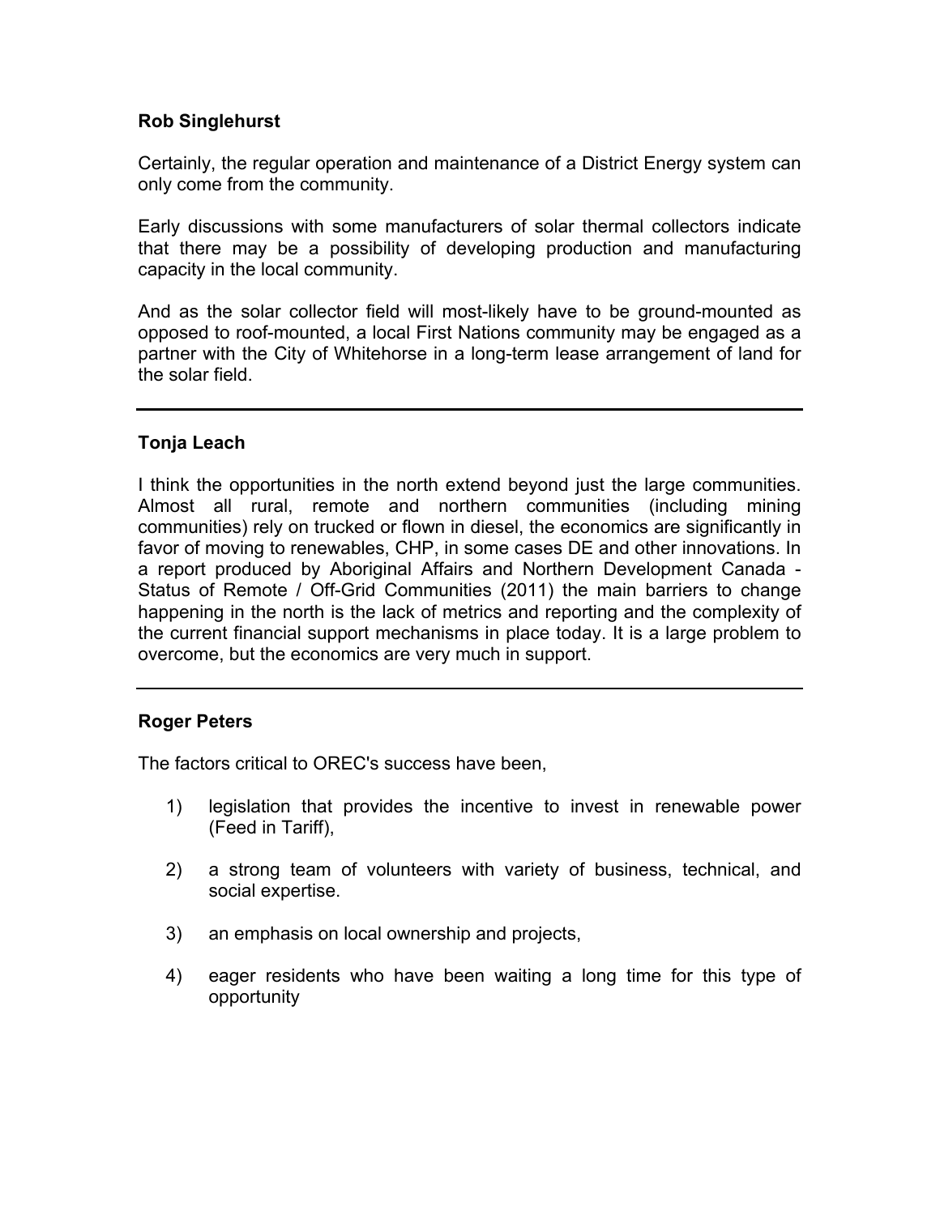**Rob Singlehurst**

Certainly, the regular operation and maintenance of a District Energy system can only come from the community.

Early discussions with some manufacturers of solar thermal collectors indicate that there may be a possibility of developing production and manufacturing capacity in the local community.

And as the solar collector field will most-likely have to be ground-mounted as opposed to roof-mounted, a local First Nations community may be engaged as a partner with the City of Whitehorse in a long-term lease arrangement of land for the solar field.

---

**Tonja Leach**

I think the opportunities in the north extend beyond just the large communities. Almost all rural, remote and northern communities (including mining communities) rely on trucked or flown in diesel, the economics are significantly in favor of moving to renewables, CHP, in some cases DE and other innovations. In a report produced by Aboriginal Affairs and Northern Development Canada - Status of Remote / Off-Grid Communities (2011) the main barriers to change happening in the north is the lack of metrics and reporting and the complexity of the current financial support mechanisms in place today. It is a large problem to overcome, but the economics are very much in support.

---

**Roger Peters**

The factors critical to OREC's success have been,

1) legislation that provides the incentive to invest in renewable power (Feed in Tariff),

2) a strong team of volunteers with variety of business, technical, and social expertise.

3) an emphasis on local ownership and projects,

4) eager residents who have been waiting a long time for this type of opportunity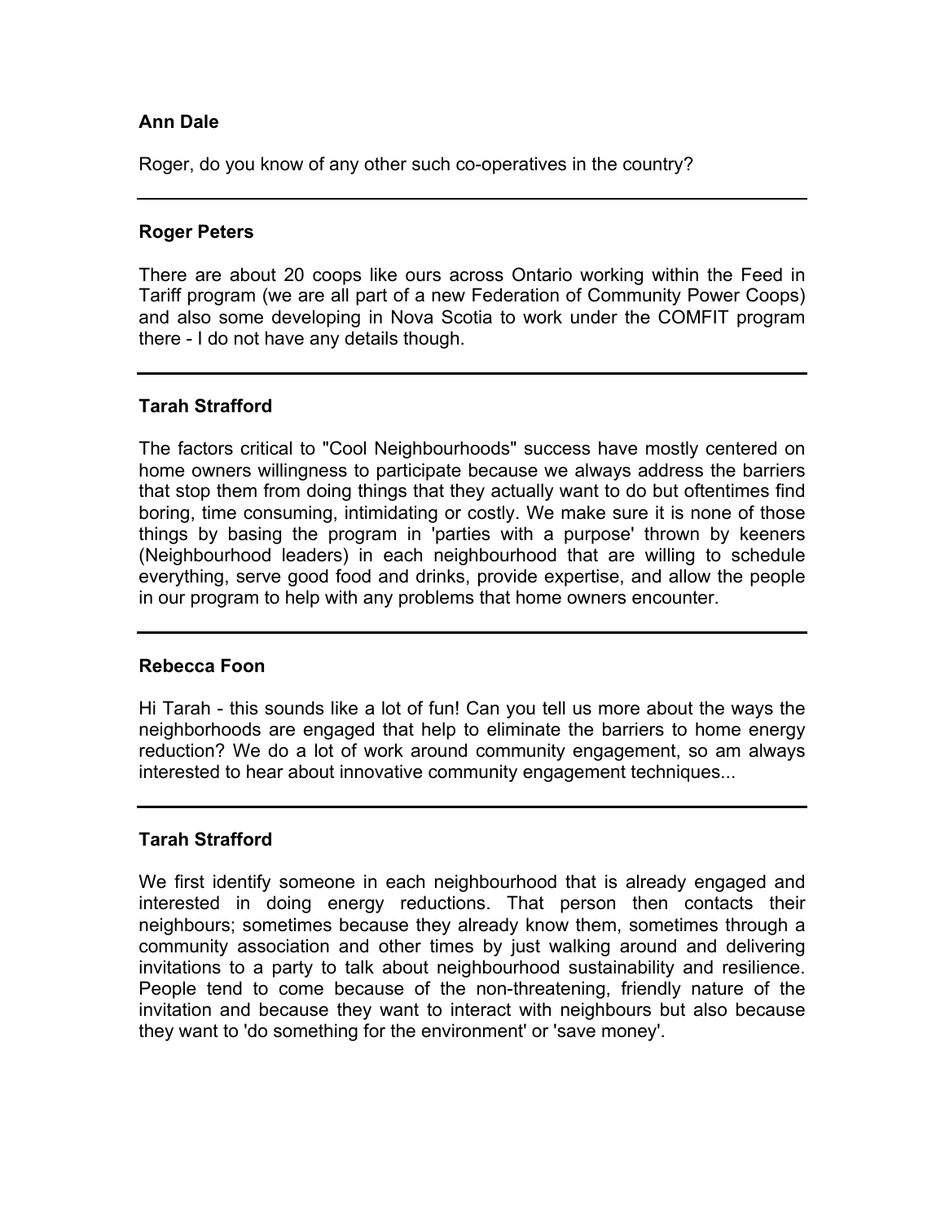**Ann Dale**

Roger, do you know of any other such co-operatives in the country?

---

**Roger Peters**

There are about 20 coops like ours across Ontario working within the Feed in Tariff program (we are all part of a new Federation of Community Power Coops) and also some developing in Nova Scotia to work under the COMFIT program there - I do not have any details though.

---

**Tarah Strafford**

The factors critical to "Cool Neighbourhoods" success have mostly centered on home owners willingness to participate because we always address the barriers that stop them from doing things that they actually want to do but oftentimes find boring, time consuming, intimidating or costly. We make sure it is none of those things by basing the program in 'parties with a purpose' thrown by keeners (Neighbourhood leaders) in each neighbourhood that are willing to schedule everything, serve good food and drinks, provide expertise, and allow the people in our program to help with any problems that home owners encounter.

---

**Rebecca Foon**

Hi Tarah - this sounds like a lot of fun! Can you tell us more about the ways the neighborhoods are engaged that help to eliminate the barriers to home energy reduction? We do a lot of work around community engagement, so am always interested to hear about innovative community engagement techniques...

---

**Tarah Strafford**

We first identify someone in each neighbourhood that is already engaged and interested in doing energy reductions. That person then contacts their neighbours; sometimes because they already know them, sometimes through a community association and other times by just walking around and delivering invitations to a party to talk about neighbourhood sustainability and resilience. People tend to come because of the non-threatening, friendly nature of the invitation and because they want to interact with neighbours but also because they want to 'do something for the environment' or 'save money'.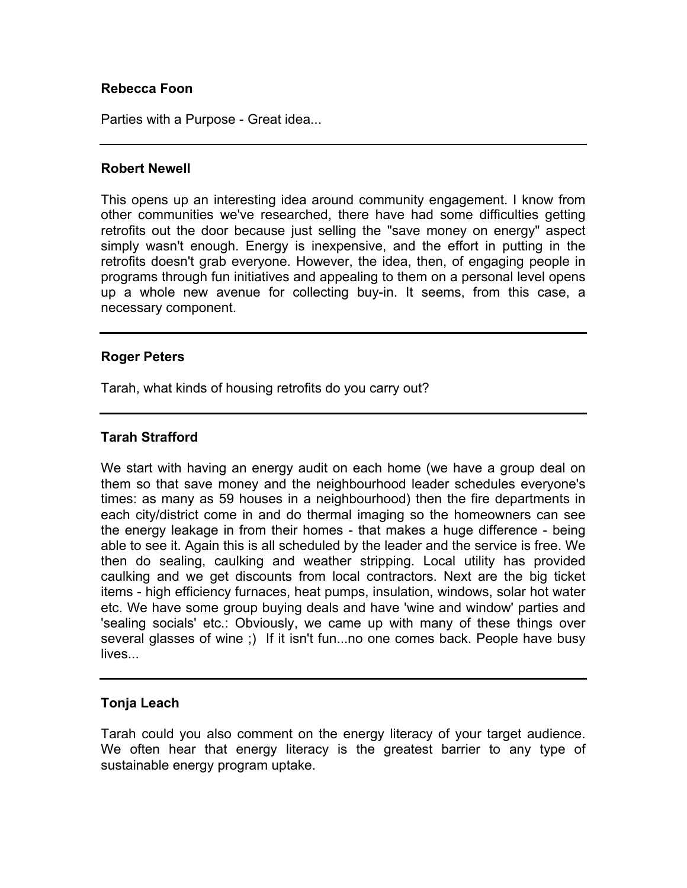**Rebecca Foon**

Parties with a Purpose - Great idea...

---

**Robert Newell**

This opens up an interesting idea around community engagement. I know from other communities we've researched, there have had some difficulties getting retrofits out the door because just selling the "save money on energy" aspect simply wasn't enough. Energy is inexpensive, and the effort in putting in the retrofits doesn't grab everyone. However, the idea, then, of engaging people in programs through fun initiatives and appealing to them on a personal level opens up a whole new avenue for collecting buy-in. It seems, from this case, a necessary component.

---

**Roger Peters**

Tarah, what kinds of housing retrofits do you carry out?

---

**Tarah Strafford**

We start with having an energy audit on each home (we have a group deal on them so that save money and the neighbourhood leader schedules everyone's times: as many as 59 houses in a neighbourhood) then the fire departments in each city/district come in and do thermal imaging so the homeowners can see the energy leakage in from their homes - that makes a huge difference - being able to see it. Again this is all scheduled by the leader and the service is free. We then do sealing, caulking and weather stripping. Local utility has provided caulking and we get discounts from local contractors. Next are the big ticket items - high efficiency furnaces, heat pumps, insulation, windows, solar hot water etc. We have some group buying deals and have 'wine and window' parties and 'sealing socials' etc.: Obviously, we came up with many of these things over several glasses of wine ;) If it isn't fun...no one comes back. People have busy lives...

---

**Tonja Leach**

Tarah could you also comment on the energy literacy of your target audience. We often hear that energy literacy is the greatest barrier to any type of sustainable energy program uptake.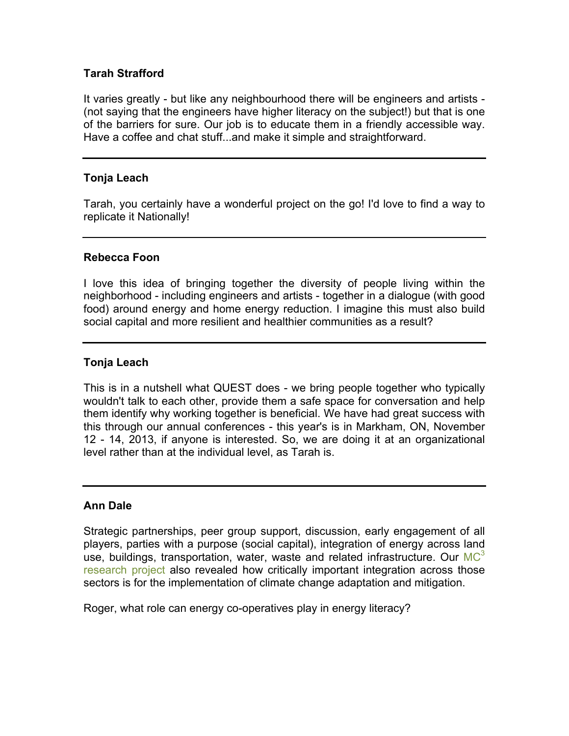**Tarah Strafford**

It varies greatly - but like any neighbourhood there will be engineers and artists - (not saying that the engineers have higher literacy on the subject!) but that is one of the barriers for sure. Our job is to educate them in a friendly accessible way. Have a coffee and chat stuff...and make it simple and straightforward.

---

**Tonja Leach**

Tarah, you certainly have a wonderful project on the go! I'd love to find a way to replicate it Nationally!

---

**Rebecca Foon**

I love this idea of bringing together the diversity of people living within the neighborhood - including engineers and artists - together in a dialogue (with good food) around energy and home energy reduction. I imagine this must also build social capital and more resilient and healthier communities as a result?

---

**Tonja Leach**

This is in a nutshell what QUEST does - we bring people together who typically wouldn't talk to each other, provide them a safe space for conversation and help them identify why working together is beneficial. We have had great success with this through our annual conferences - this year's is in Markham, ON, November 12 - 14, 2013, if anyone is interested. So, we are doing it at an organizational level rather than at the individual level, as Tarah is.

---

**Ann Dale**

Strategic partnerships, peer group support, discussion, early engagement of all players, parties with a purpose (social capital), integration of energy across land use, buildings, transportation, water, waste and related infrastructure. Our $MC^3$ research project also revealed how critically important integration across those sectors is for the implementation of climate change adaptation and mitigation.

Roger, what role can energy co-operatives play in energy literacy?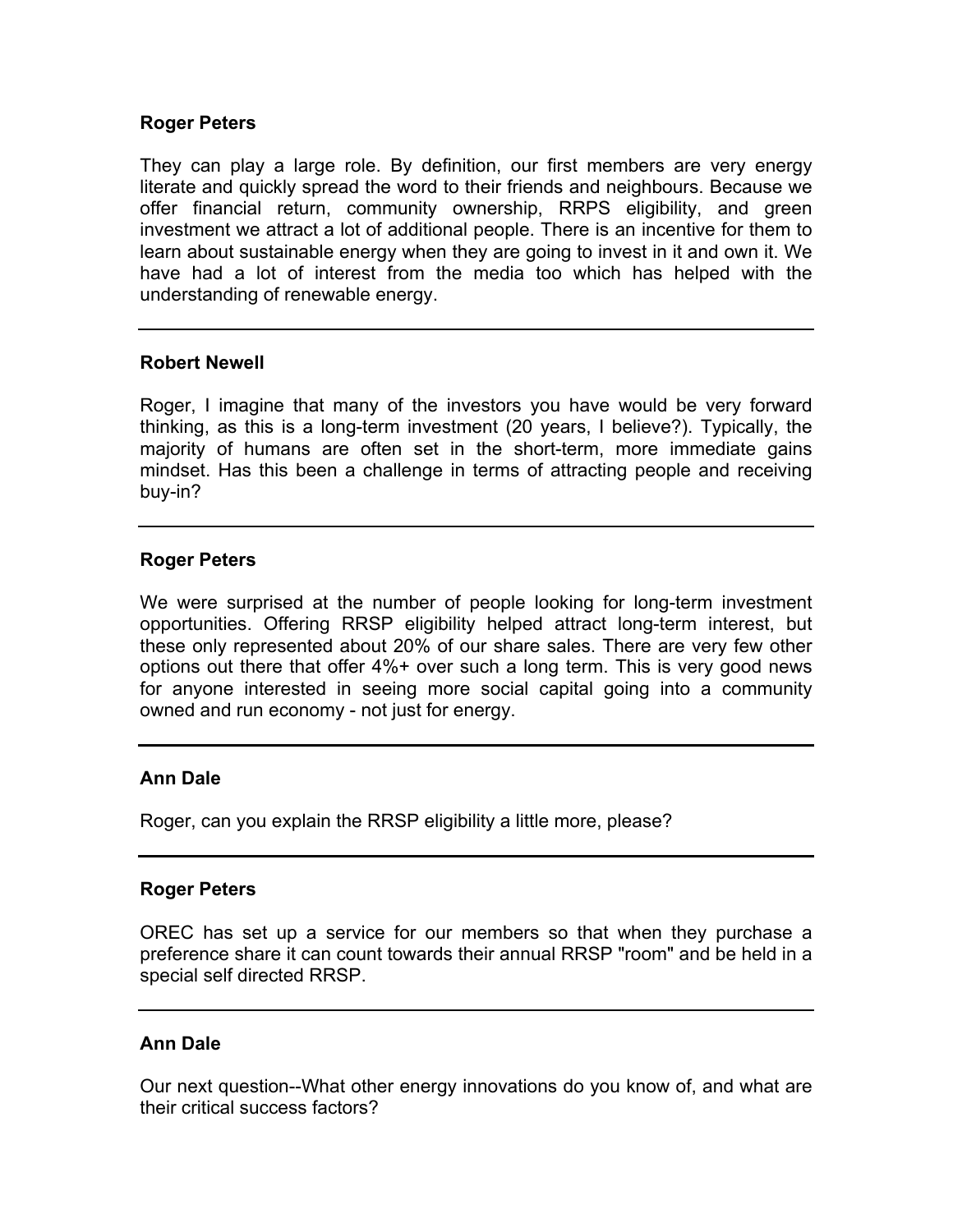**Roger Peters**

They can play a large role. By definition, our first members are very energy literate and quickly spread the word to their friends and neighbours. Because we offer financial return, community ownership, RRPS eligibility, and green investment we attract a lot of additional people. There is an incentive for them to learn about sustainable energy when they are going to invest in it and own it. We have had a lot of interest from the media too which has helped with the understanding of renewable energy.

---

**Robert Newell**

Roger, I imagine that many of the investors you have would be very forward thinking, as this is a long-term investment (20 years, I believe?). Typically, the majority of humans are often set in the short-term, more immediate gains mindset. Has this been a challenge in terms of attracting people and receiving buy-in?

---

**Roger Peters**

We were surprised at the number of people looking for long-term investment opportunities. Offering RRSP eligibility helped attract long-term interest, but these only represented about 20% of our share sales. There are very few other options out there that offer 4%+ over such a long term. This is very good news for anyone interested in seeing more social capital going into a community owned and run economy - not just for energy.

---

**Ann Dale**

Roger, can you explain the RRSP eligibility a little more, please?

---

**Roger Peters**

OREC has set up a service for our members so that when they purchase a preference share it can count towards their annual RRSP "room" and be held in a special self directed RRSP.

---

**Ann Dale**

Our next question--What other energy innovations do you know of, and what are their critical success factors?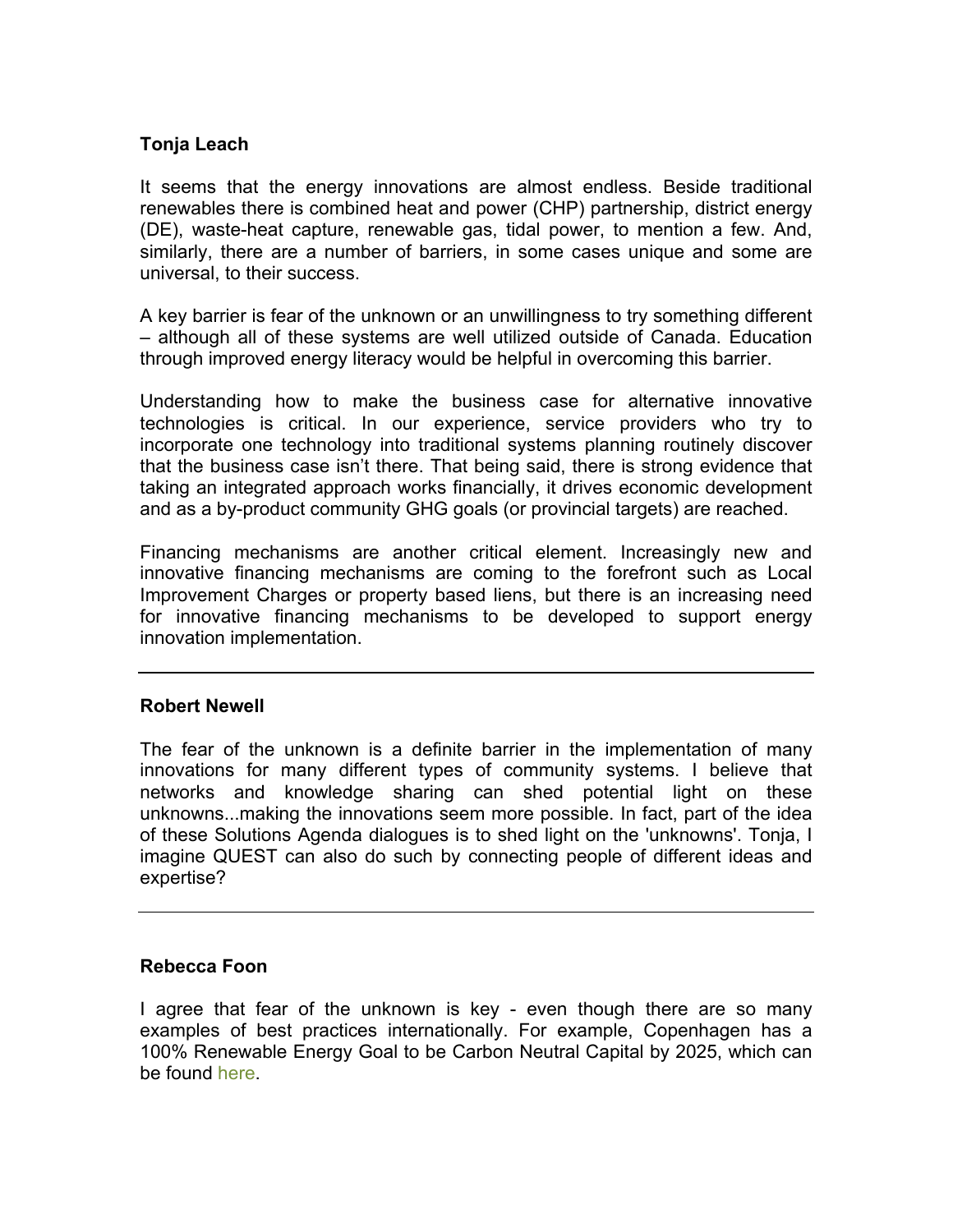**Tonja Leach**

It seems that the energy innovations are almost endless. Beside traditional renewables there is combined heat and power (CHP) partnership, district energy (DE), waste-heat capture, renewable gas, tidal power, to mention a few. And, similarly, there are a number of barriers, in some cases unique and some are universal, to their success.

A key barrier is fear of the unknown or an unwillingness to try something different – although all of these systems are well utilized outside of Canada. Education through improved energy literacy would be helpful in overcoming this barrier.

Understanding how to make the business case for alternative innovative technologies is critical. In our experience, service providers who try to incorporate one technology into traditional systems planning routinely discover that the business case isn't there. That being said, there is strong evidence that taking an integrated approach works financially, it drives economic development and as a by-product community GHG goals (or provincial targets) are reached.

Financing mechanisms are another critical element. Increasingly new and innovative financing mechanisms are coming to the forefront such as Local Improvement Charges or property based liens, but there is an increasing need for innovative financing mechanisms to be developed to support energy innovation implementation.

---

**Robert Newell**

The fear of the unknown is a definite barrier in the implementation of many innovations for many different types of community systems. I believe that networks and knowledge sharing can shed potential light on these unknowns...making the innovations seem more possible. In fact, part of the idea of these Solutions Agenda dialogues is to shed light on the 'unknowns'. Tonja, I imagine QUEST can also do such by connecting people of different ideas and expertise?

---

**Rebecca Foon**

I agree that fear of the unknown is key - even though there are so many examples of best practices internationally. For example, Copenhagen has a 100% Renewable Energy Goal to be Carbon Neutral Capital by 2025, which can be found here.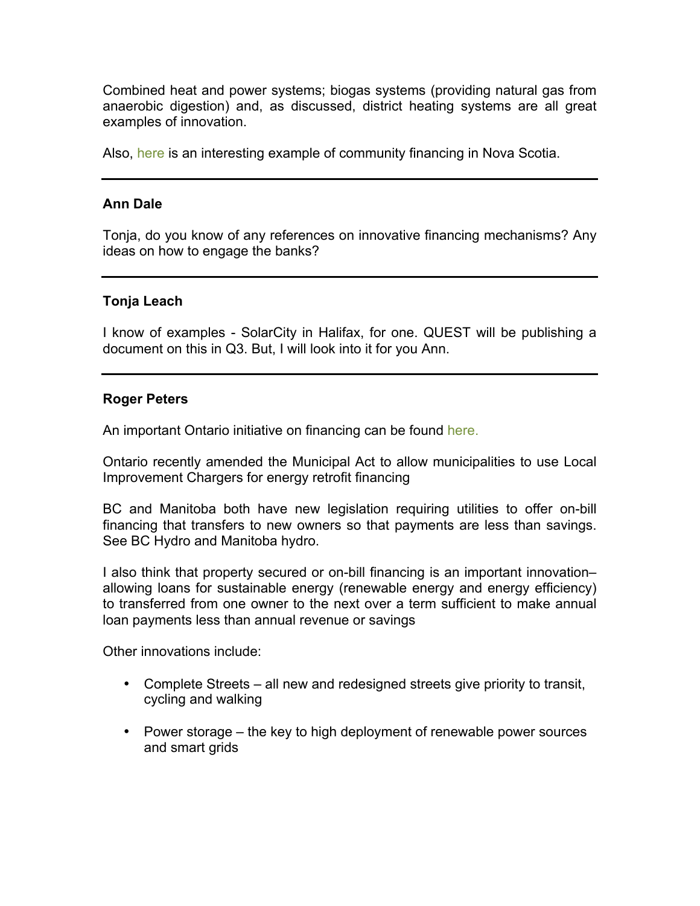Combined heat and power systems; biogas systems (providing natural gas from anaerobic digestion) and, as discussed, district heating systems are all great examples of innovation.

Also, here is an interesting example of community financing in Nova Scotia.

---

**Ann Dale**

Tonja, do you know of any references on innovative financing mechanisms? Any ideas on how to engage the banks?

---

**Tonja Leach**

I know of examples - SolarCity in Halifax, for one. QUEST will be publishing a document on this in Q3. But, I will look into it for you Ann.

---

**Roger Peters**

An important Ontario initiative on financing can be found here.

Ontario recently amended the Municipal Act to allow municipalities to use Local Improvement Chargers for energy retrofit financing

BC and Manitoba both have new legislation requiring utilities to offer on-bill financing that transfers to new owners so that payments are less than savings. See BC Hydro and Manitoba hydro.

I also think that property secured or on-bill financing is an important innovation– allowing loans for sustainable energy (renewable energy and energy efficiency) to transferred from one owner to the next over a term sufficient to make annual loan payments less than annual revenue or savings

Other innovations include:

- Complete Streets – all new and redesigned streets give priority to transit, cycling and walking
- Power storage – the key to high deployment of renewable power sources and smart grids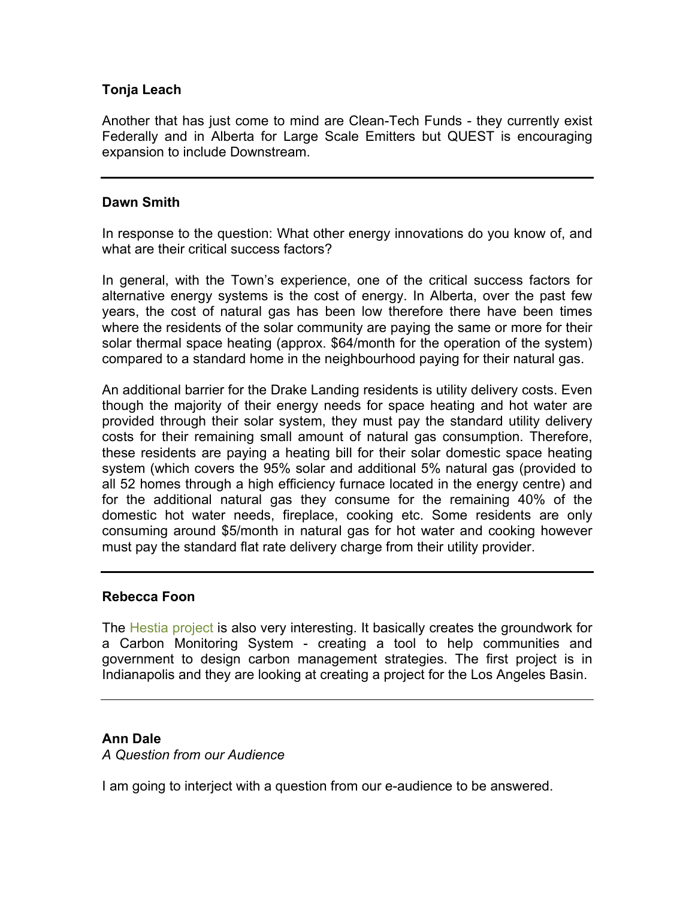**Tonja Leach**

Another that has just come to mind are Clean-Tech Funds - they currently exist Federally and in Alberta for Large Scale Emitters but QUEST is encouraging expansion to include Downstream.

---

**Dawn Smith**

In response to the question: What other energy innovations do you know of, and what are their critical success factors?

In general, with the Town's experience, one of the critical success factors for alternative energy systems is the cost of energy. In Alberta, over the past few years, the cost of natural gas has been low therefore there have been times where the residents of the solar community are paying the same or more for their solar thermal space heating (approx. $64/month for the operation of the system) compared to a standard home in the neighbourhood paying for their natural gas.

An additional barrier for the Drake Landing residents is utility delivery costs. Even though the majority of their energy needs for space heating and hot water are provided through their solar system, they must pay the standard utility delivery costs for their remaining small amount of natural gas consumption. Therefore, these residents are paying a heating bill for their solar domestic space heating system (which covers the 95% solar and additional 5% natural gas (provided to all 52 homes through a high efficiency furnace located in the energy centre) and for the additional natural gas they consume for the remaining 40% of the domestic hot water needs, fireplace, cooking etc. Some residents are only consuming around $5/month in natural gas for hot water and cooking however must pay the standard flat rate delivery charge from their utility provider.

---

**Rebecca Foon**

The Hestia project is also very interesting. It basically creates the groundwork for a Carbon Monitoring System - creating a tool to help communities and government to design carbon management strategies. The first project is in Indianapolis and they are looking at creating a project for the Los Angeles Basin.

---

**Ann Dale**
*A Question from our Audience*

I am going to interject with a question from our e-audience to be answered.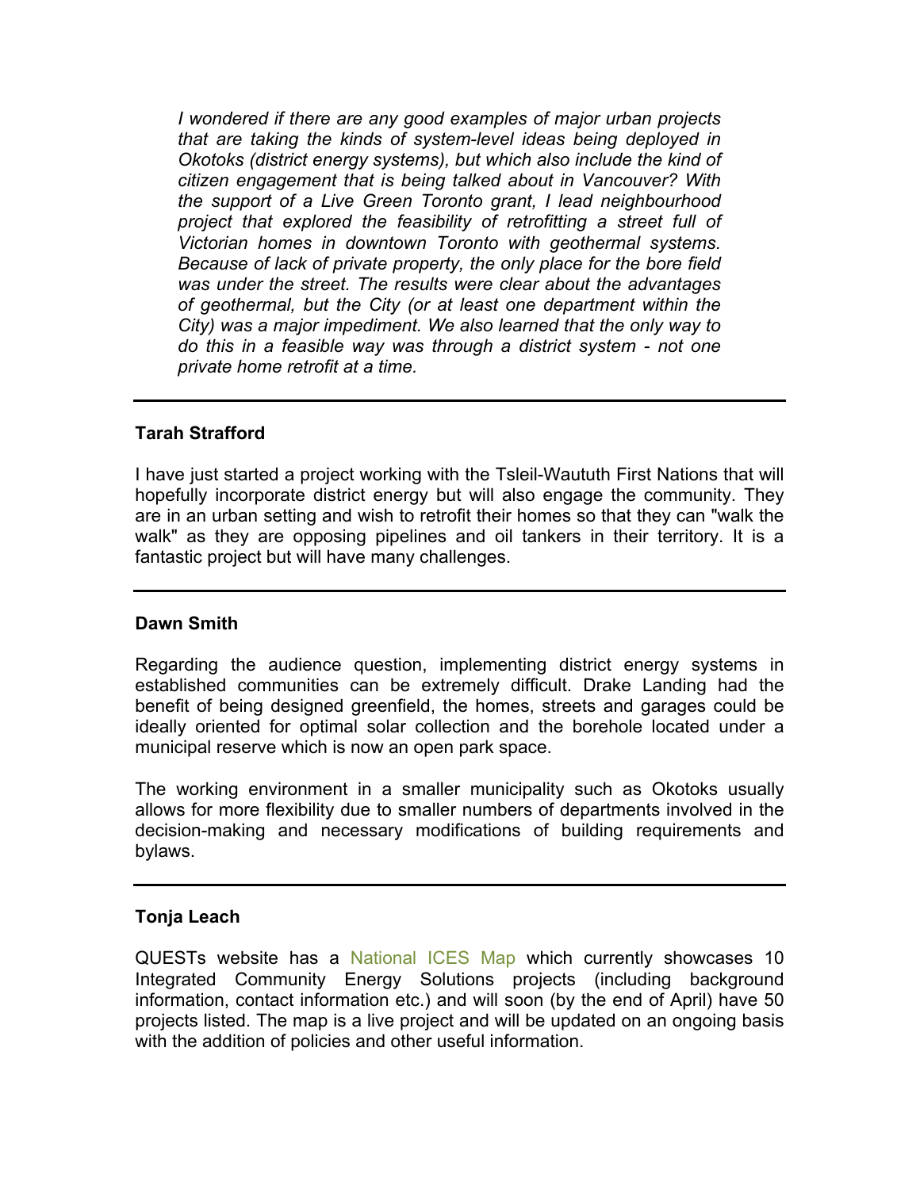*I wondered if there are any good examples of major urban projects that are taking the kinds of system-level ideas being deployed in Okotoks (district energy systems), but which also include the kind of citizen engagement that is being talked about in Vancouver? With the support of a Live Green Toronto grant, I lead neighbourhood project that explored the feasibility of retrofitting a street full of Victorian homes in downtown Toronto with geothermal systems. Because of lack of private property, the only place for the bore field was under the street. The results were clear about the advantages of geothermal, but the City (or at least one department within the City) was a major impediment. We also learned that the only way to do this in a feasible way was through a district system - not one private home retrofit at a time.*

---

**Tarah Strafford**

I have just started a project working with the Tsleil-Waututh First Nations that will hopefully incorporate district energy but will also engage the community. They are in an urban setting and wish to retrofit their homes so that they can "walk the walk" as they are opposing pipelines and oil tankers in their territory. It is a fantastic project but will have many challenges.

---

**Dawn Smith**

Regarding the audience question, implementing district energy systems in established communities can be extremely difficult. Drake Landing had the benefit of being designed greenfield, the homes, streets and garages could be ideally oriented for optimal solar collection and the borehole located under a municipal reserve which is now an open park space.

The working environment in a smaller municipality such as Okotoks usually allows for more flexibility due to smaller numbers of departments involved in the decision-making and necessary modifications of building requirements and bylaws.

---

**Tonja Leach**

QUESTs website has a National ICES Map which currently showcases 10 Integrated Community Energy Solutions projects (including background information, contact information etc.) and will soon (by the end of April) have 50 projects listed. The map is a live project and will be updated on an ongoing basis with the addition of policies and other useful information.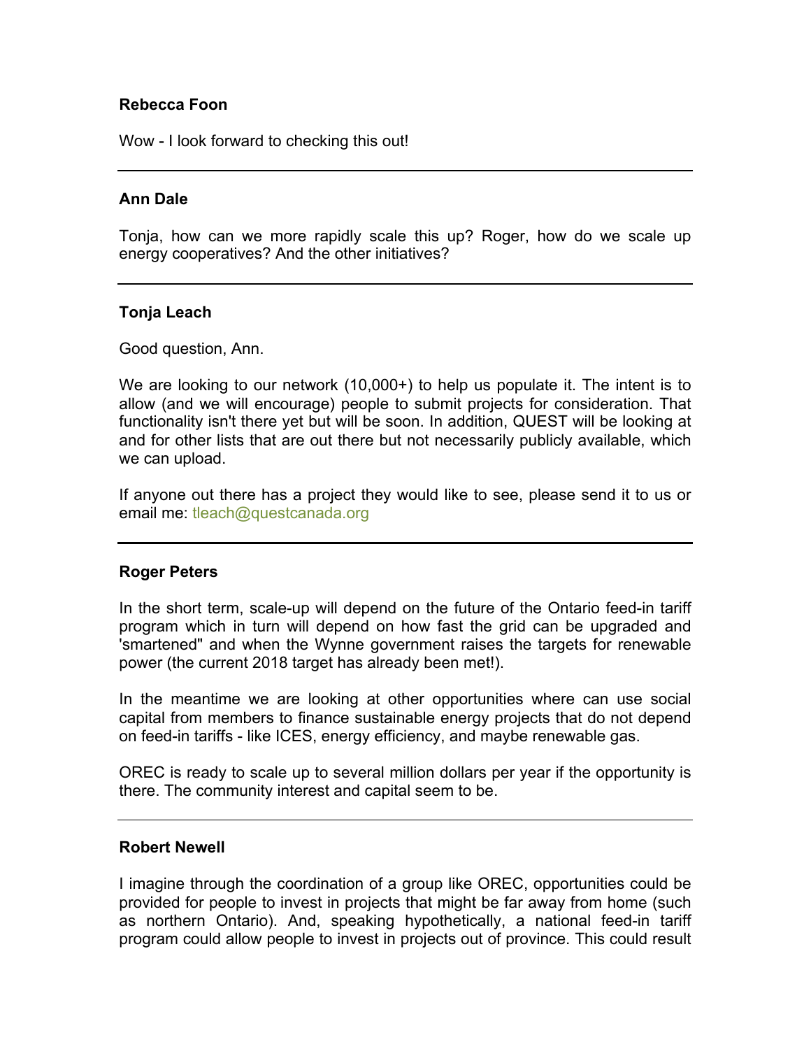**Rebecca Foon**

Wow - I look forward to checking this out!

---

**Ann Dale**

Tonja, how can we more rapidly scale this up? Roger, how do we scale up energy cooperatives? And the other initiatives?

---

**Tonja Leach**

Good question, Ann.

We are looking to our network (10,000+) to help us populate it. The intent is to allow (and we will encourage) people to submit projects for consideration. That functionality isn't there yet but will be soon. In addition, QUEST will be looking at and for other lists that are out there but not necessarily publicly available, which we can upload.

If anyone out there has a project they would like to see, please send it to us or email me: tleach@questcanada.org

---

**Roger Peters**

In the short term, scale-up will depend on the future of the Ontario feed-in tariff program which in turn will depend on how fast the grid can be upgraded and 'smartened" and when the Wynne government raises the targets for renewable power (the current 2018 target has already been met!).

In the meantime we are looking at other opportunities where can use social capital from members to finance sustainable energy projects that do not depend on feed-in tariffs - like ICES, energy efficiency, and maybe renewable gas.

OREC is ready to scale up to several million dollars per year if the opportunity is there. The community interest and capital seem to be.

---

**Robert Newell**

I imagine through the coordination of a group like OREC, opportunities could be provided for people to invest in projects that might be far away from home (such as northern Ontario). And, speaking hypothetically, a national feed-in tariff program could allow people to invest in projects out of province. This could result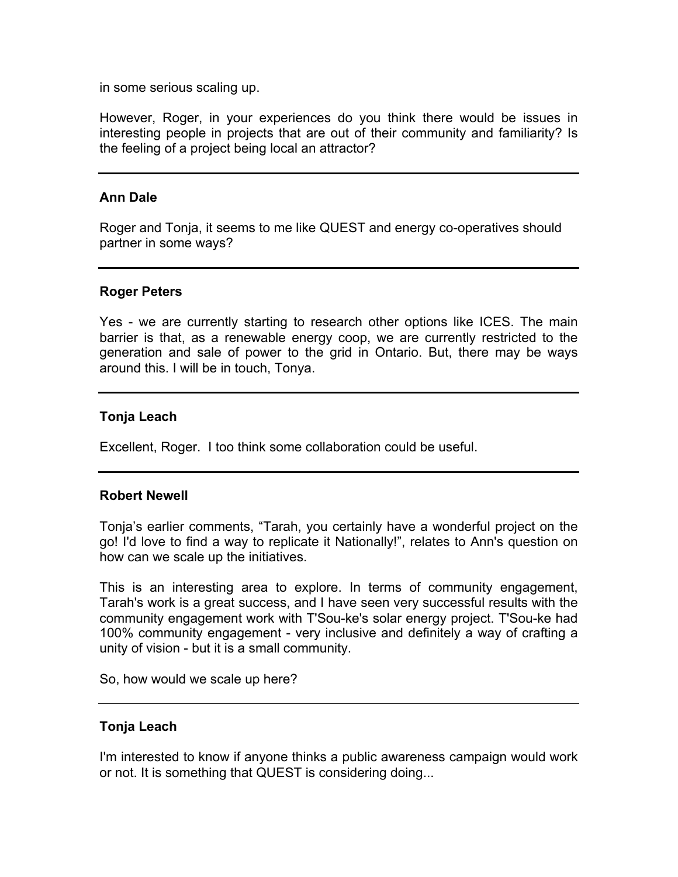in some serious scaling up.

However, Roger, in your experiences do you think there would be issues in interesting people in projects that are out of their community and familiarity? Is the feeling of a project being local an attractor?

---

**Ann Dale**

Roger and Tonja, it seems to me like QUEST and energy co-operatives should partner in some ways?

---

**Roger Peters**

Yes - we are currently starting to research other options like ICES. The main barrier is that, as a renewable energy coop, we are currently restricted to the generation and sale of power to the grid in Ontario. But, there may be ways around this. I will be in touch, Tonya.

---

**Tonja Leach**

Excellent, Roger. I too think some collaboration could be useful.

---

**Robert Newell**

Tonja's earlier comments, "Tarah, you certainly have a wonderful project on the go! I'd love to find a way to replicate it Nationally!", relates to Ann's question on how can we scale up the initiatives.

This is an interesting area to explore. In terms of community engagement, Tarah's work is a great success, and I have seen very successful results with the community engagement work with T'Sou-ke's solar energy project. T'Sou-ke had 100% community engagement - very inclusive and definitely a way of crafting a unity of vision - but it is a small community.

So, how would we scale up here?

---

**Tonja Leach**

I'm interested to know if anyone thinks a public awareness campaign would work or not. It is something that QUEST is considering doing...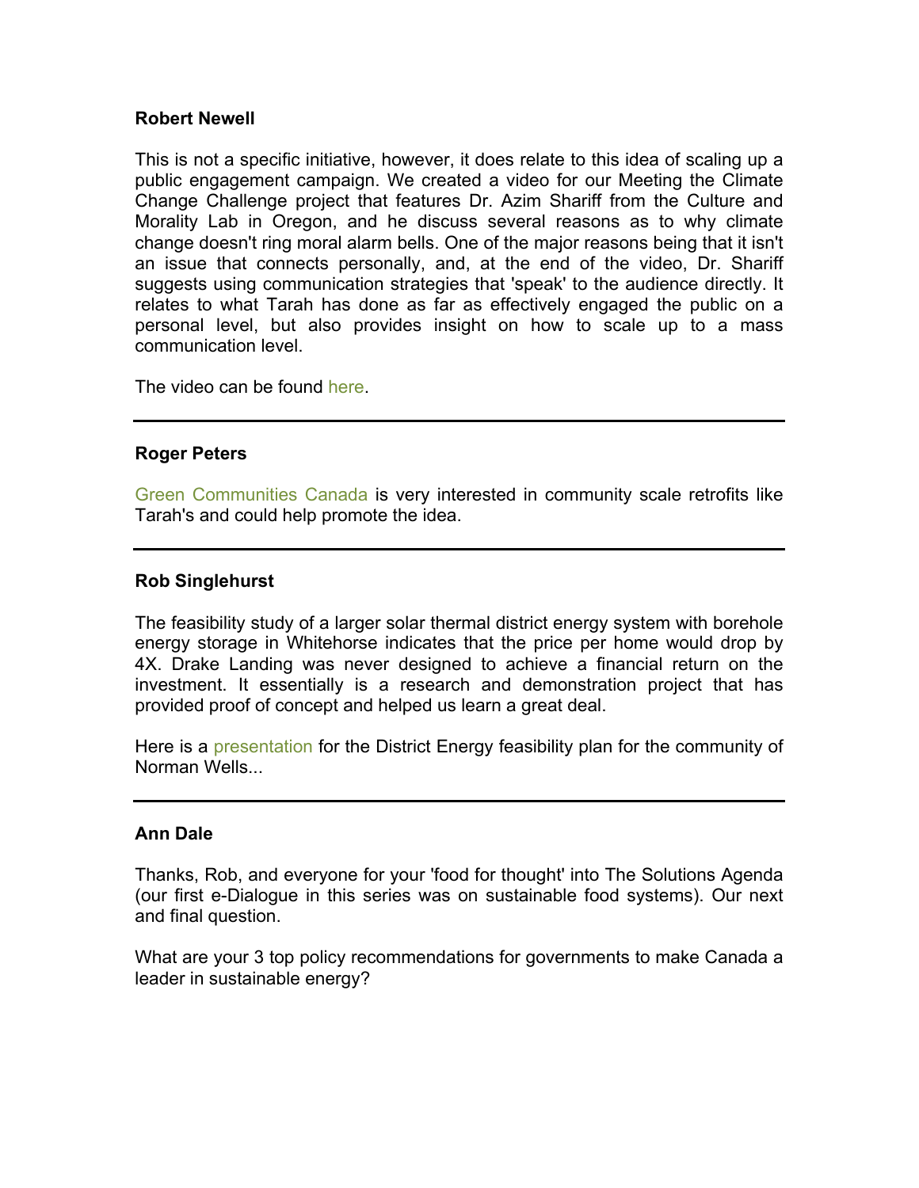**Robert Newell**

This is not a specific initiative, however, it does relate to this idea of scaling up a public engagement campaign. We created a video for our Meeting the Climate Change Challenge project that features Dr. Azim Shariff from the Culture and Morality Lab in Oregon, and he discuss several reasons as to why climate change doesn't ring moral alarm bells. One of the major reasons being that it isn't an issue that connects personally, and, at the end of the video, Dr. Shariff suggests using communication strategies that 'speak' to the audience directly. It relates to what Tarah has done as far as effectively engaged the public on a personal level, but also provides insight on how to scale up to a mass communication level.

The video can be found here.

---

**Roger Peters**

Green Communities Canada is very interested in community scale retrofits like Tarah's and could help promote the idea.

---

**Rob Singlehurst**

The feasibility study of a larger solar thermal district energy system with borehole energy storage in Whitehorse indicates that the price per home would drop by 4X. Drake Landing was never designed to achieve a financial return on the investment. It essentially is a research and demonstration project that has provided proof of concept and helped us learn a great deal.

Here is a presentation for the District Energy feasibility plan for the community of Norman Wells...

---

**Ann Dale**

Thanks, Rob, and everyone for your 'food for thought' into The Solutions Agenda (our first e-Dialogue in this series was on sustainable food systems). Our next and final question.

What are your 3 top policy recommendations for governments to make Canada a leader in sustainable energy?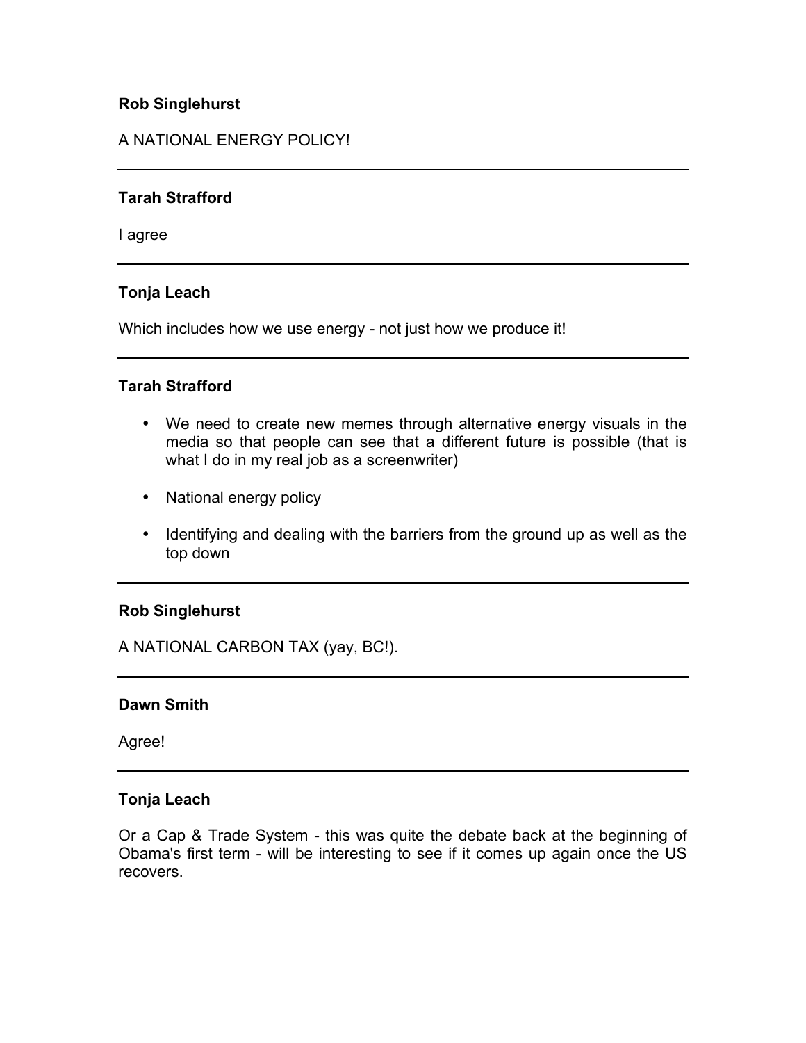**Rob Singlehurst**

A NATIONAL ENERGY POLICY!

---

**Tarah Strafford**

I agree

---

**Tonja Leach**

Which includes how we use energy - not just how we produce it!

---

**Tarah Strafford**

- We need to create new memes through alternative energy visuals in the media so that people can see that a different future is possible (that is what I do in my real job as a screenwriter)
- National energy policy
- Identifying and dealing with the barriers from the ground up as well as the top down

---

**Rob Singlehurst**

A NATIONAL CARBON TAX (yay, BC!).

---

**Dawn Smith**

Agree!

---

**Tonja Leach**

Or a Cap & Trade System - this was quite the debate back at the beginning of Obama's first term - will be interesting to see if it comes up again once the US recovers.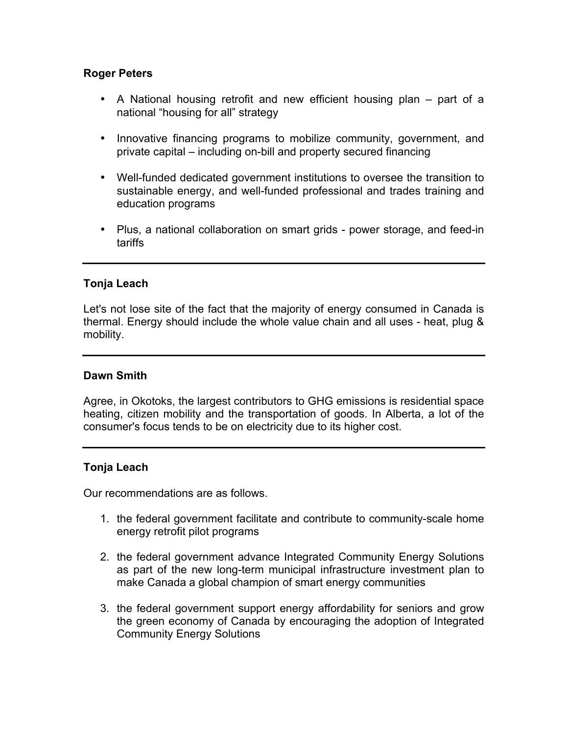**Roger Peters**

- A National housing retrofit and new efficient housing plan – part of a national "housing for all" strategy
- Innovative financing programs to mobilize community, government, and private capital – including on-bill and property secured financing
- Well-funded dedicated government institutions to oversee the transition to sustainable energy, and well-funded professional and trades training and education programs
- Plus, a national collaboration on smart grids - power storage, and feed-in tariffs

---

**Tonja Leach**

Let's not lose site of the fact that the majority of energy consumed in Canada is thermal. Energy should include the whole value chain and all uses - heat, plug & mobility.

---

**Dawn Smith**

Agree, in Okotoks, the largest contributors to GHG emissions is residential space heating, citizen mobility and the transportation of goods. In Alberta, a lot of the consumer's focus tends to be on electricity due to its higher cost.

---

**Tonja Leach**

Our recommendations are as follows.

1. the federal government facilitate and contribute to community-scale home energy retrofit pilot programs
2. the federal government advance Integrated Community Energy Solutions as part of the new long-term municipal infrastructure investment plan to make Canada a global champion of smart energy communities
3. the federal government support energy affordability for seniors and grow the green economy of Canada by encouraging the adoption of Integrated Community Energy Solutions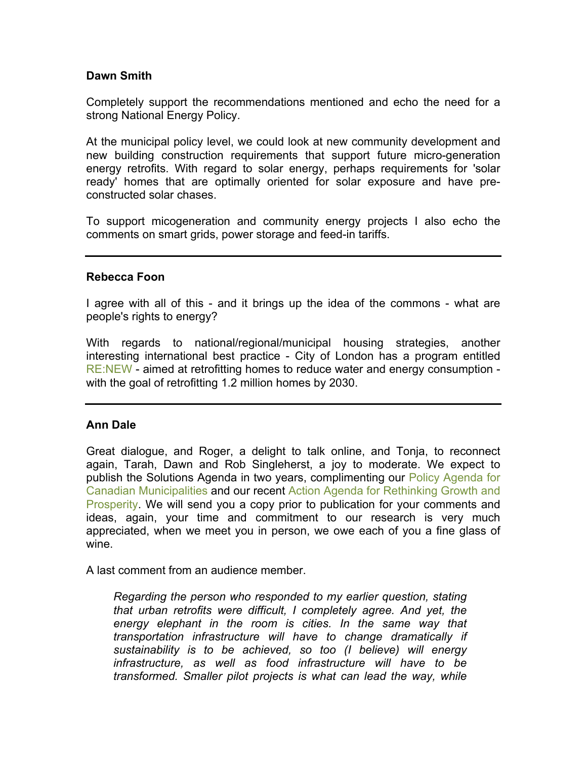**Dawn Smith**

Completely support the recommendations mentioned and echo the need for a strong National Energy Policy.

At the municipal policy level, we could look at new community development and new building construction requirements that support future micro-generation energy retrofits. With regard to solar energy, perhaps requirements for 'solar ready' homes that are optimally oriented for solar exposure and have pre-constructed solar chases.

To support micogeneration and community energy projects I also echo the comments on smart grids, power storage and feed-in tariffs.

---

**Rebecca Foon**

I agree with all of this - and it brings up the idea of the commons - what are people's rights to energy?

With regards to national/regional/municipal housing strategies, another interesting international best practice - City of London has a program entitled RE:NEW - aimed at retrofitting homes to reduce water and energy consumption - with the goal of retrofitting 1.2 million homes by 2030.

---

**Ann Dale**

Great dialogue, and Roger, a delight to talk online, and Tonja, to reconnect again, Tarah, Dawn and Rob Singleherst, a joy to moderate. We expect to publish the Solutions Agenda in two years, complimenting our Policy Agenda for Canadian Municipalities and our recent Action Agenda for Rethinking Growth and Prosperity. We will send you a copy prior to publication for your comments and ideas, again, your time and commitment to our research is very much appreciated, when we meet you in person, we owe each of you a fine glass of wine.

A last comment from an audience member.

> *Regarding the person who responded to my earlier question, stating that urban retrofits were difficult, I completely agree. And yet, the energy elephant in the room is cities. In the same way that transportation infrastructure will have to change dramatically if sustainability is to be achieved, so too (I believe) will energy infrastructure, as well as food infrastructure will have to be transformed. Smaller pilot projects is what can lead the way, while*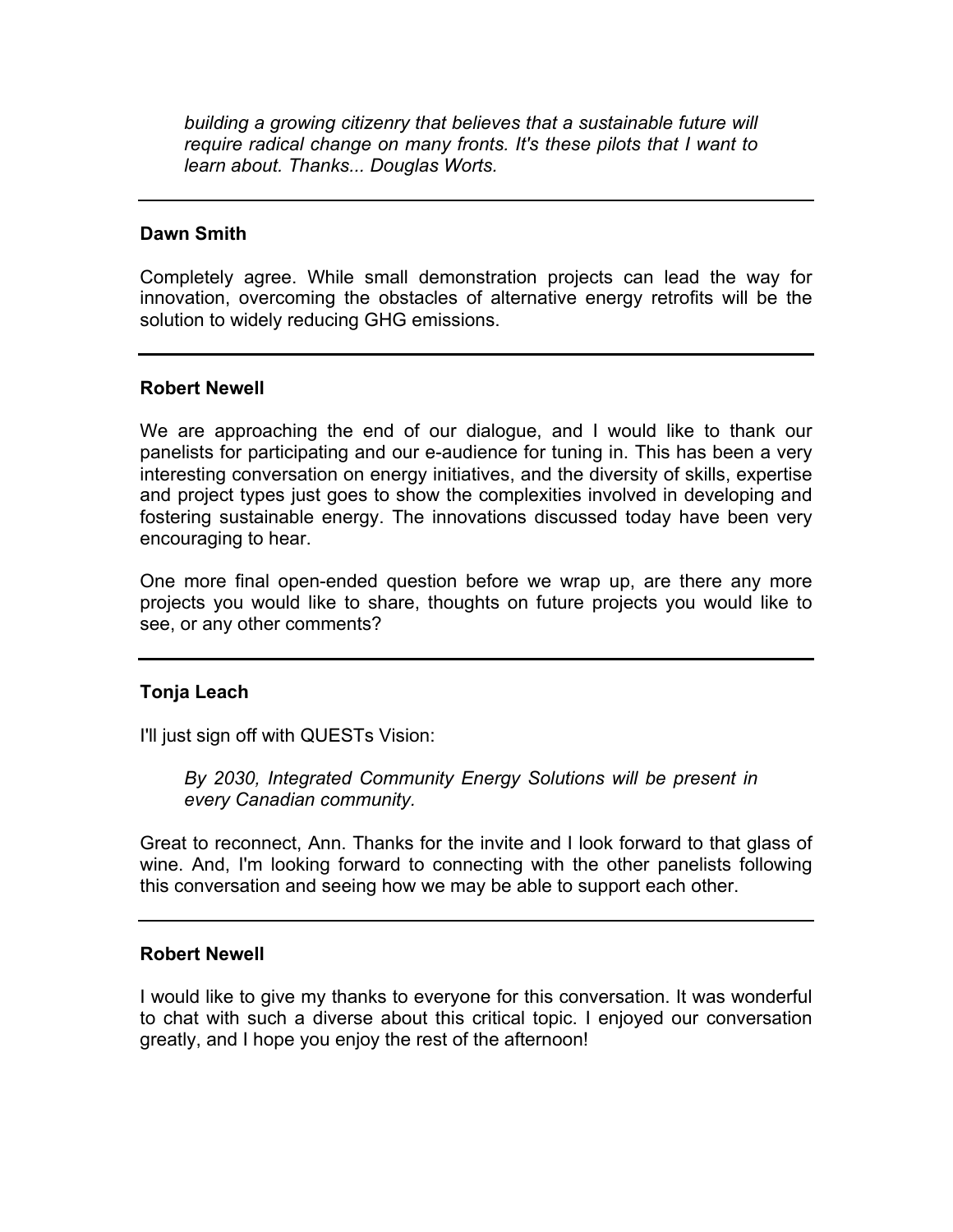> *building a growing citizenry that believes that a sustainable future will require radical change on many fronts. It's these pilots that I want to learn about. Thanks... Douglas Worts.*

---

**Dawn Smith**

Completely agree. While small demonstration projects can lead the way for innovation, overcoming the obstacles of alternative energy retrofits will be the solution to widely reducing GHG emissions.

---

**Robert Newell**

We are approaching the end of our dialogue, and I would like to thank our panelists for participating and our e-audience for tuning in. This has been a very interesting conversation on energy initiatives, and the diversity of skills, expertise and project types just goes to show the complexities involved in developing and fostering sustainable energy. The innovations discussed today have been very encouraging to hear.

One more final open-ended question before we wrap up, are there any more projects you would like to share, thoughts on future projects you would like to see, or any other comments?

---

**Tonja Leach**

I'll just sign off with QUESTs Vision:

> *By 2030, Integrated Community Energy Solutions will be present in every Canadian community.*

Great to reconnect, Ann. Thanks for the invite and I look forward to that glass of wine. And, I'm looking forward to connecting with the other panelists following this conversation and seeing how we may be able to support each other.

---

**Robert Newell**

I would like to give my thanks to everyone for this conversation. It was wonderful to chat with such a diverse about this critical topic. I enjoyed our conversation greatly, and I hope you enjoy the rest of the afternoon!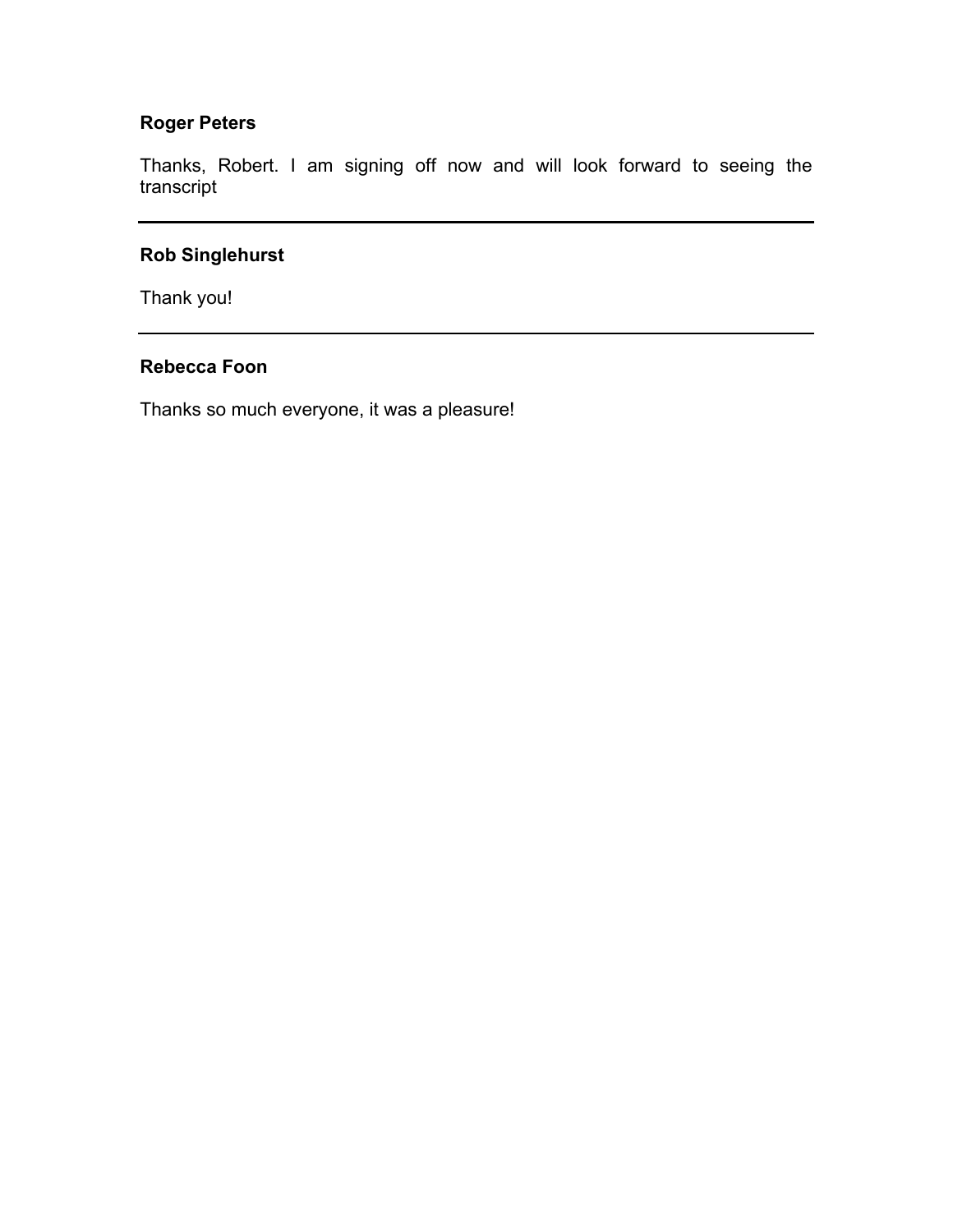**Roger Peters**

Thanks, Robert. I am signing off now and will look forward to seeing the transcript

---

**Rob Singlehurst**

Thank you!

---

**Rebecca Foon**

Thanks so much everyone, it was a pleasure!